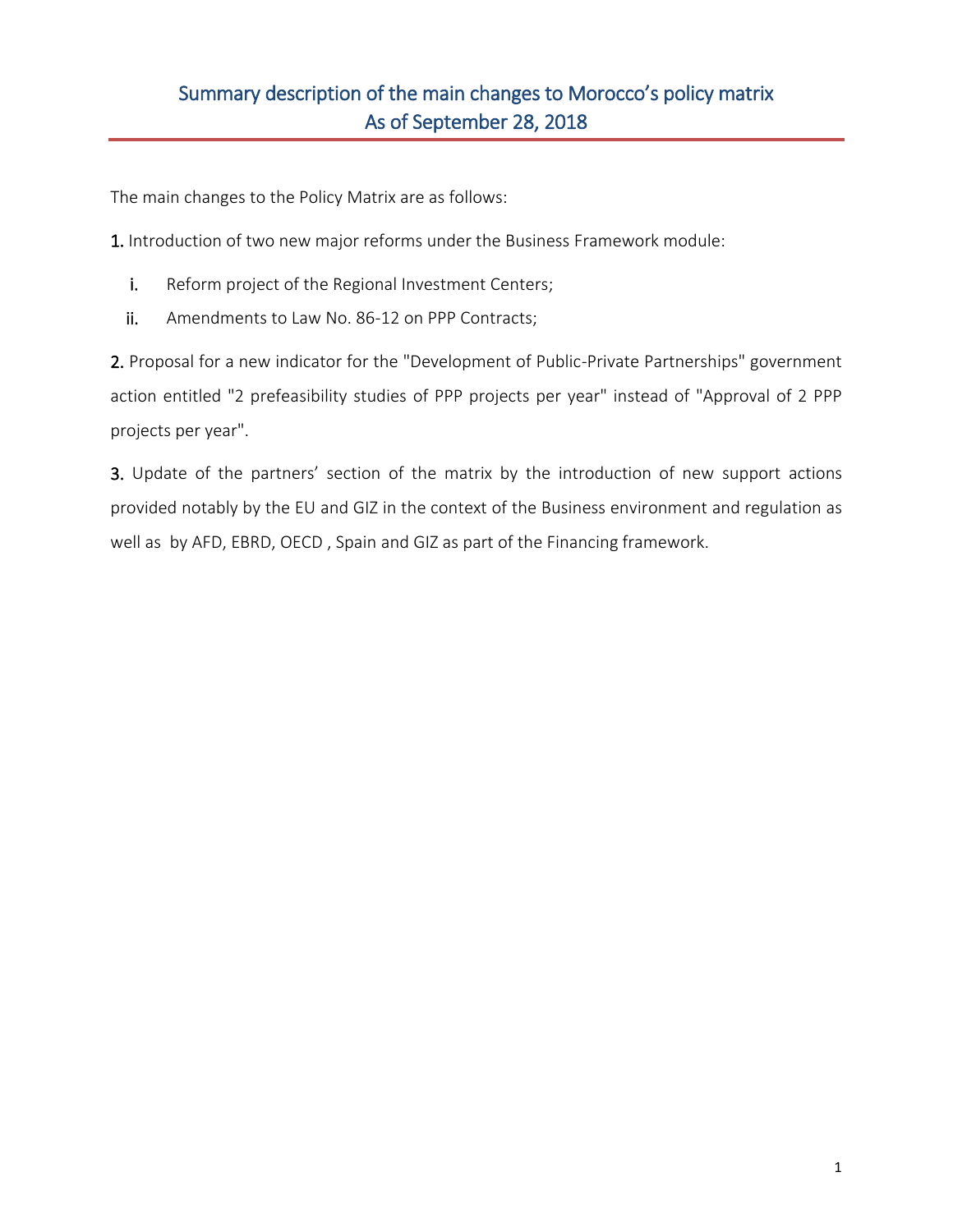# Summary description of the main changes to Morocco's policy matrix
# As of September 28, 2018

The main changes to the Policy Matrix are as follows:

**1.** Introduction of two new major reforms under the Business Framework module:

i. Reform project of the Regional Investment Centers;

ii. Amendments to Law No. 86-12 on PPP Contracts;

**2.** Proposal for a new indicator for the "Development of Public-Private Partnerships" government action entitled "2 prefeasibility studies of PPP projects per year" instead of "Approval of 2 PPP projects per year".

**3.** Update of the partners' section of the matrix by the introduction of new support actions provided notably by the EU and GIZ in the context of the Business environment and regulation as well as by AFD, EBRD, OECD , Spain and GIZ as part of the Financing framework.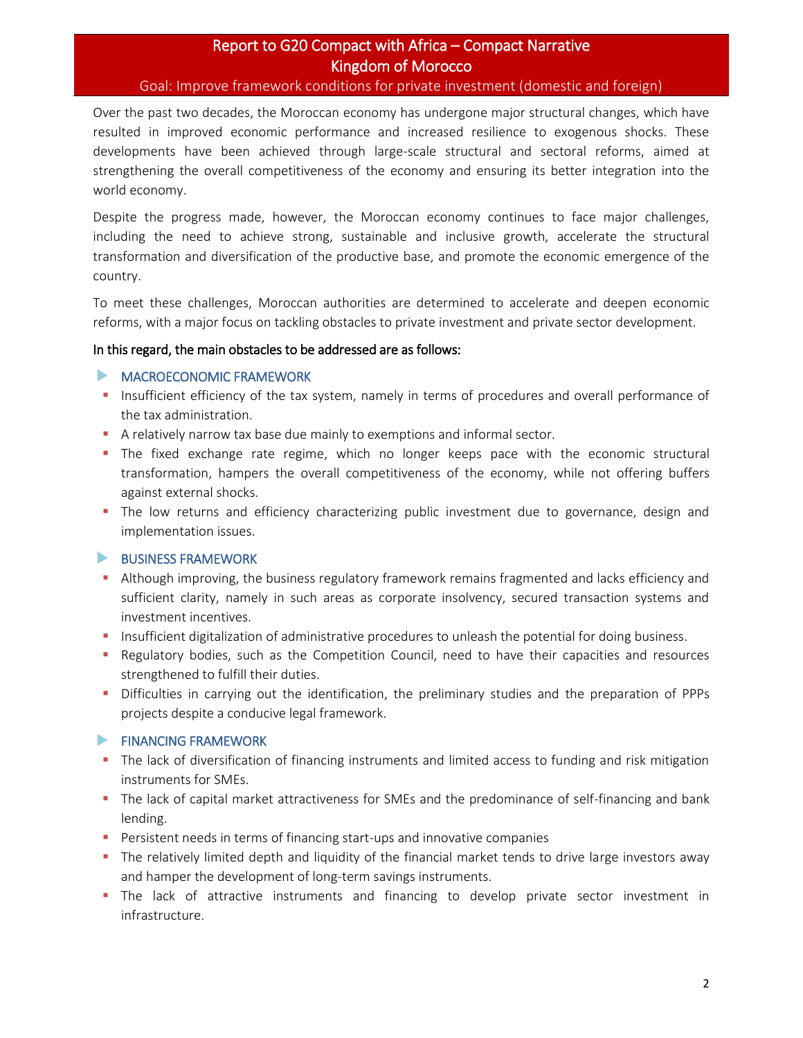# Report to G20 Compact with Africa – Compact Narrative
## Kingdom of Morocco
### Goal: Improve framework conditions for private investment (domestic and foreign)

Over the past two decades, the Moroccan economy has undergone major structural changes, which have resulted in improved economic performance and increased resilience to exogenous shocks. These developments have been achieved through large-scale structural and sectoral reforms, aimed at strengthening the overall competitiveness of the economy and ensuring its better integration into the world economy.

Despite the progress made, however, the Moroccan economy continues to face major challenges, including the need to achieve strong, sustainable and inclusive growth, accelerate the structural transformation and diversification of the productive base, and promote the economic emergence of the country.

To meet these challenges, Moroccan authorities are determined to accelerate and deepen economic reforms, with a major focus on tackling obstacles to private investment and private sector development.

In this regard, the main obstacles to be addressed are as follows:

- MACROECONOMIC FRAMEWORK
  - Insufficient efficiency of the tax system, namely in terms of procedures and overall performance of the tax administration.
  - A relatively narrow tax base due mainly to exemptions and informal sector.
  - The fixed exchange rate regime, which no longer keeps pace with the economic structural transformation, hampers the overall competitiveness of the economy, while not offering buffers against external shocks.
  - The low returns and efficiency characterizing public investment due to governance, design and implementation issues.

- BUSINESS FRAMEWORK
  - Although improving, the business regulatory framework remains fragmented and lacks efficiency and sufficient clarity, namely in such areas as corporate insolvency, secured transaction systems and investment incentives.
  - Insufficient digitalization of administrative procedures to unleash the potential for doing business.
  - Regulatory bodies, such as the Competition Council, need to have their capacities and resources strengthened to fulfill their duties.
  - Difficulties in carrying out the identification, the preliminary studies and the preparation of PPPs projects despite a conducive legal framework.

- FINANCING FRAMEWORK
  - The lack of diversification of financing instruments and limited access to funding and risk mitigation instruments for SMEs.
  - The lack of capital market attractiveness for SMEs and the predominance of self-financing and bank lending.
  - Persistent needs in terms of financing start-ups and innovative companies
  - The relatively limited depth and liquidity of the financial market tends to drive large investors away and hamper the development of long-term savings instruments.
  - The lack of attractive instruments and financing to develop private sector investment in infrastructure.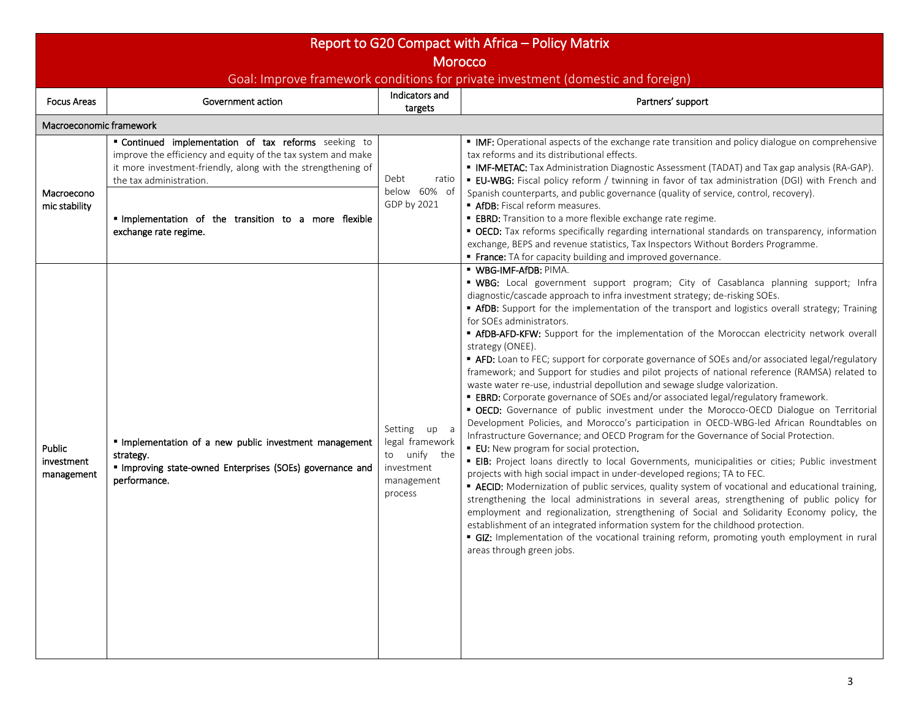# Report to G20 Compact with Africa – Policy Matrix

## Morocco

### Goal: Improve framework conditions for private investment (domestic and foreign)

| Focus Areas | Government action | Indicators and targets | Partners' support |
|---|---|---|---|
| **Macroeconomic framework** | | | |
| Macroeconomic stability | ▪ **Continued implementation of tax reforms** seeking to improve the efficiency and equity of the tax system and make it more investment-friendly, along with the strengthening of the tax administration.<br>▪ **Implementation of the transition to a more flexible exchange rate regime.** | Debt ratio below 60% of GDP by 2021 | ▪ **IMF:** Operational aspects of the exchange rate transition and policy dialogue on comprehensive tax reforms and its distributional effects.<br>▪ **IMF-METAC:** Tax Administration Diagnostic Assessment (TADAT) and Tax gap analysis (RA-GAP).<br>▪ **EU-WBG:** Fiscal policy reform / twinning in favor of tax administration (DGI) with French and Spanish counterparts, and public governance (quality of service, control, recovery).<br>▪ **AfDB:** Fiscal reform measures.<br>▪ **EBRD:** Transition to a more flexible exchange rate regime.<br>▪ **OECD:** Tax reforms specifically regarding international standards on transparency, information exchange, BEPS and revenue statistics, Tax Inspectors Without Borders Programme.<br>▪ **France:** TA for capacity building and improved governance. |
| Public investment management | ▪ **Implementation of a new public investment management strategy.**<br>▪ **Improving state-owned Enterprises (SOEs) governance and performance.** | Setting up a legal framework to unify the investment management process | ▪ **WBG-IMF-AfDB:** PIMA.<br>▪ **WBG:** Local government support program; City of Casablanca planning support; Infra diagnostic/cascade approach to infra investment strategy; de-risking SOEs.<br>▪ **AfDB:** Support for the implementation of the transport and logistics overall strategy; Training for SOEs administrators.<br>▪ **AfDB-AFD-KFW:** Support for the implementation of the Moroccan electricity network overall strategy (ONEE).<br>▪ **AFD:** Loan to FEC; support for corporate governance of SOEs and/or associated legal/regulatory framework; and Support for studies and pilot projects of national reference (RAMSA) related to waste water re-use, industrial depollution and sewage sludge valorization.<br>▪ **EBRD:** Corporate governance of SOEs and/or associated legal/regulatory framework.<br>▪ **OECD:** Governance of public investment under the Morocco-OECD Dialogue on Territorial Development Policies, and Morocco's participation in OECD-WBG-led African Roundtables on Infrastructure Governance; and OECD Program for the Governance of Social Protection.<br>▪ **EU:** New program for social protection.<br>▪ **EIB:** Project loans directly to local Governments, municipalities or cities; Public investment projects with high social impact in under-developed regions; TA to FEC.<br>▪ **AECID:** Modernization of public services, quality system of vocational and educational training, strengthening the local administrations in several areas, strengthening of public policy for employment and regionalization, strengthening of Social and Solidarity Economy policy, the establishment of an integrated information system for the childhood protection.<br>▪ **GIZ:** Implementation of the vocational training reform, promoting youth employment in rural areas through green jobs. |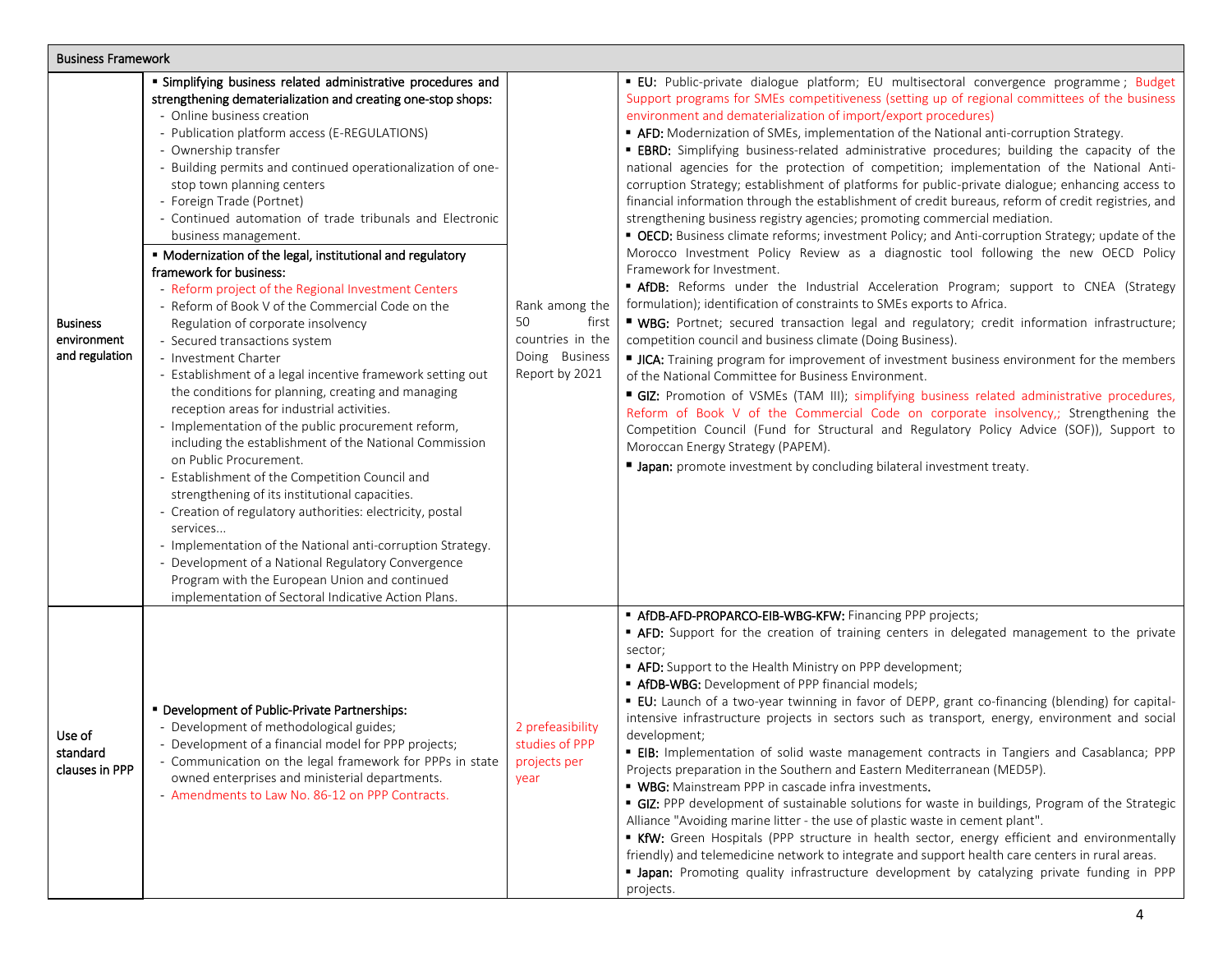| Business Framework | | | |
|---|---|---|---|
| Business environment and regulation | ▪ **Simplifying business related administrative procedures and strengthening dematerialization and creating one-stop shops:**<br>- Online business creation<br>- Publication platform access (E-REGULATIONS)<br>- Ownership transfer<br>- Building permits and continued operationalization of one-stop town planning centers<br>- Foreign Trade (Portnet)<br>- Continued automation of trade tribunals and Electronic business management.<br><br>▪ **Modernization of the legal, institutional and regulatory framework for business:**<br>- Reform project of the Regional Investment Centers<br>- Reform of Book V of the Commercial Code on the Regulation of corporate insolvency<br>- Secured transactions system<br>- Investment Charter<br>- Establishment of a legal incentive framework setting out the conditions for planning, creating and managing reception areas for industrial activities.<br>- Implementation of the public procurement reform, including the establishment of the National Commission on Public Procurement.<br>- Establishment of the Competition Council and strengthening of its institutional capacities.<br>- Creation of regulatory authorities: electricity, postal services...<br>- Implementation of the National anti-corruption Strategy.<br>- Development of a National Regulatory Convergence Program with the European Union and continued implementation of Sectoral Indicative Action Plans. | Rank among the 50 first countries in the Doing Business Report by 2021 | ▪ **EU:** Public-private dialogue platform; EU multisectoral convergence programme ; Budget Support programs for SMEs competitiveness (setting up of regional committees of the business environment and dematerialization of import/export procedures)<br>▪ **AFD:** Modernization of SMEs, implementation of the National anti-corruption Strategy.<br>▪ **EBRD:** Simplifying business-related administrative procedures; building the capacity of the national agencies for the protection of competition; implementation of the National Anti-corruption Strategy; establishment of platforms for public-private dialogue; enhancing access to financial information through the establishment of credit bureaus, reform of credit registries, and strengthening business registry agencies; promoting commercial mediation.<br>▪ **OECD:** Business climate reforms; investment Policy; and Anti-corruption Strategy; update of the Morocco Investment Policy Review as a diagnostic tool following the new OECD Policy Framework for Investment.<br>▪ **AfDB:** Reforms under the Industrial Acceleration Program; support to CNEA (Strategy formulation); identification of constraints to SMEs exports to Africa.<br>▪ **WBG:** Portnet; secured transaction legal and regulatory; credit information infrastructure; competition council and business climate (Doing Business).<br>▪ **JICA:** Training program for improvement of investment business environment for the members of the National Committee for Business Environment.<br>▪ **GIZ:** Promotion of VSMEs (TAM III); simplifying business related administrative procedures, Reform of Book V of the Commercial Code on corporate insolvency,; Strengthening the Competition Council (Fund for Structural and Regulatory Policy Advice (SOF)), Support to Moroccan Energy Strategy (PAPEM).<br>▪ **Japan:** promote investment by concluding bilateral investment treaty. |
| Use of standard clauses in PPP | ▪ **Development of Public-Private Partnerships:**<br>- Development of methodological guides;<br>- Development of a financial model for PPP projects;<br>- Communication on the legal framework for PPPs in state owned enterprises and ministerial departments.<br>- Amendments to Law No. 86-12 on PPP Contracts. | 2 prefeasibility studies of PPP projects per year | ▪ **AfDB-AFD-PROPARCO-EIB-WBG-KFW:** Financing PPP projects;<br>▪ **AFD:** Support for the creation of training centers in delegated management to the private sector;<br>▪ **AFD:** Support to the Health Ministry on PPP development;<br>▪ **AfDB-WBG:** Development of PPP financial models;<br>▪ **EU:** Launch of a two-year twinning in favor of DEPP, grant co-financing (blending) for capital-intensive infrastructure projects in sectors such as transport, energy, environment and social development;<br>▪ **EIB:** Implementation of solid waste management contracts in Tangiers and Casablanca; PPP Projects preparation in the Southern and Eastern Mediterranean (MED5P).<br>▪ **WBG:** Mainstream PPP in cascade infra investments.<br>▪ **GIZ:** PPP development of sustainable solutions for waste in buildings, Program of the Strategic Alliance "Avoiding marine litter - the use of plastic waste in cement plant".<br>▪ **KfW:** Green Hospitals (PPP structure in health sector, energy efficient and environmentally friendly) and telemedicine network to integrate and support health care centers in rural areas.<br>▪ **Japan:** Promoting quality infrastructure development by catalyzing private funding in PPP projects. |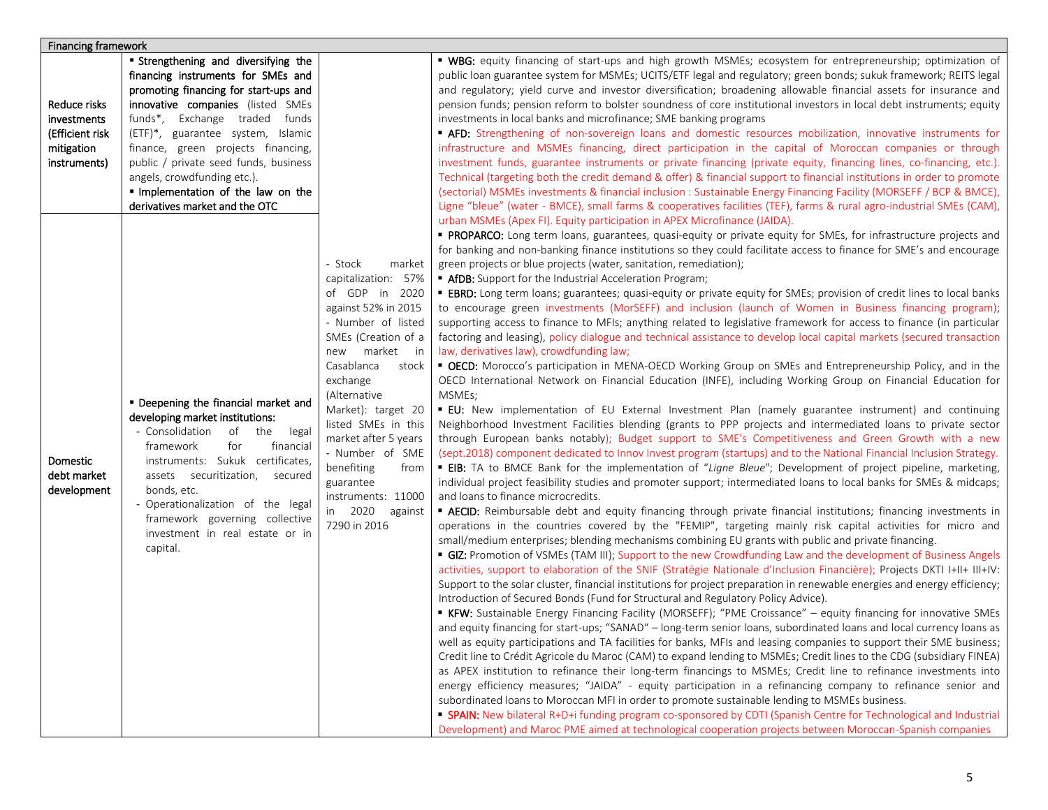| Financing framework | | | |
|---|---|---|---|
| Reduce risks investments (Efficient risk mitigation instruments) | ▪ Strengthening and diversifying the financing instruments for SMEs and promoting financing for start-ups and innovative companies (listed SMEs funds*, Exchange traded funds (ETF)*, guarantee system, Islamic finance, green projects financing, public / private seed funds, business angels, crowdfunding etc.).<br>▪ Implementation of the law on the derivatives market and the OTC | - Stock market capitalization: 57% of GDP in 2020 against 52% in 2015<br>- Number of listed SMEs (Creation of a new market in Casablanca stock exchange (Alternative Market): target 20 listed SMEs in this market after 5 years<br>- Number of SME benefiting from guarantee instruments: 11000 in 2020 against 7290 in 2016 | ▪ **WBG:** equity financing of start-ups and high growth MSMEs; ecosystem for entrepreneurship; optimization of public loan guarantee system for MSMEs; UCITS/ETF legal and regulatory; green bonds; sukuk framework; REITS legal and regulatory; yield curve and investor diversification; broadening allowable financial assets for insurance and pension funds; pension reform to bolster soundness of core institutional investors in local debt instruments; equity investments in local banks and microfinance; SME banking programs<br>▪ **AFD:** Strengthening of non-sovereign loans and domestic resources mobilization, innovative instruments for infrastructure and MSMEs financing, direct participation in the capital of Moroccan companies or through investment funds, guarantee instruments or private financing (private equity, financing lines, co-financing, etc.). Technical (targeting both the credit demand & offer) & financial support to financial institutions in order to promote (sectorial) MSMEs investments & financial inclusion : Sustainable Energy Financing Facility (MORSEFF / BCP & BMCE), Ligne "bleue" (water - BMCE), small farms & cooperatives facilities (TEF), farms & rural agro-industrial SMEs (CAM), urban MSMEs (Apex FI). Equity participation in APEX Microfinance (JAIDA).<br>▪ **PROPARCO:** Long term loans, guarantees, quasi-equity or private equity for SMEs, for infrastructure projects and for banking and non-banking finance institutions so they could facilitate access to finance for SME's and encourage green projects or blue projects (water, sanitation, remediation);<br>▪ **AfDB:** Support for the Industrial Acceleration Program;<br>▪ **EBRD:** Long term loans; guarantees; quasi-equity or private equity for SMEs; provision of credit lines to local banks to encourage green investments (MorSEFF) and inclusion (launch of Women in Business financing program); supporting access to finance to MFIs; anything related to legislative framework for access to finance (in particular factoring and leasing), policy dialogue and technical assistance to develop local capital markets (secured transaction law, derivatives law), crowdfunding law;<br>▪ **OECD:** Morocco's participation in MENA-OECD Working Group on SMEs and Entrepreneurship Policy, and in the OECD International Network on Financial Education (INFE), including Working Group on Financial Education for MSMEs;<br>▪ **EU:** New implementation of EU External Investment Plan (namely guarantee instrument) and continuing Neighborhood Investment Facilities blending (grants to PPP projects and intermediated loans to private sector through European banks notably); Budget support to SME's Competitiveness and Green Growth with a new (sept.2018) component dedicated to Innov Invest program (startups) and to the National Financial Inclusion Strategy.<br>▪ **EIB:** TA to BMCE Bank for the implementation of "*Ligne Bleue*"; Development of project pipeline, marketing, individual project feasibility studies and promoter support; intermediated loans to local banks for SMEs & midcaps; and loans to finance microcredits.<br>▪ **AECID:** Reimbursable debt and equity financing through private financial institutions; financing investments in operations in the countries covered by the "FEMIP", targeting mainly risk capital activities for micro and small/medium enterprises; blending mechanisms combining EU grants with public and private financing.<br>▪ **GIZ:** Promotion of VSMEs (TAM III); Support to the new Crowdfunding Law and the development of Business Angels activities, support to elaboration of the SNIF (Stratégie Nationale d'Inclusion Financière); Projects DKTI I+II+ III+IV: Support to the solar cluster, financial institutions for project preparation in renewable energies and energy efficiency; Introduction of Secured Bonds (Fund for Structural and Regulatory Policy Advice).<br>▪ **KFW:** Sustainable Energy Financing Facility (MORSEFF); "PME Croissance" – equity financing for innovative SMEs and equity financing for start-ups; "SANAD" – long-term senior loans, subordinated loans and local currency loans as well as equity participations and TA facilities for banks, MFIs and leasing companies to support their SME business; Credit line to Crédit Agricole du Maroc (CAM) to expand lending to MSMEs; Credit lines to the CDG (subsidiary FINEA) as APEX institution to refinance their long-term financings to MSMEs; Credit line to refinance investments into energy efficiency measures; "JAIDA" - equity participation in a refinancing company to refinance senior and subordinated loans to Moroccan MFI in order to promote sustainable lending to MSMEs business.<br>▪ **SPAIN:** New bilateral R+D+i funding program co-sponsored by CDTI (Spanish Centre for Technological and Industrial Development) and Maroc PME aimed at technological cooperation projects between Moroccan-Spanish companies |
| Domestic debt market development | ▪ Deepening the financial market and developing market institutions:<br>- Consolidation of the legal framework for financial instruments: Sukuk certificates, assets securitization, secured bonds, etc.<br>- Operationalization of the legal framework governing collective investment in real estate or in capital. | | |